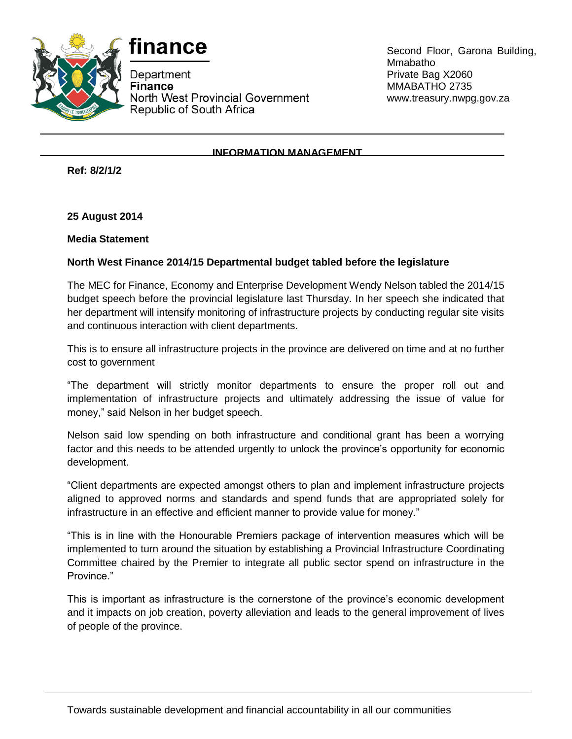finance

Department
**Finance**
North West Provincial Government
Republic of South Africa

Second Floor, Garona Building, Mmabatho
Private Bag X2060
MMABATHO 2735
www.treasury.nwpg.gov.za

**INFORMATION MANAGEMENT**

**Ref: 8/2/1/2**

**25 August 2014**

**Media Statement**

**North West Finance 2014/15 Departmental budget tabled before the legislature**

The MEC for Finance, Economy and Enterprise Development Wendy Nelson tabled the 2014/15 budget speech before the provincial legislature last Thursday. In her speech she indicated that her department will intensify monitoring of infrastructure projects by conducting regular site visits and continuous interaction with client departments.

This is to ensure all infrastructure projects in the province are delivered on time and at no further cost to government

"The department will strictly monitor departments to ensure the proper roll out and implementation of infrastructure projects and ultimately addressing the issue of value for money," said Nelson in her budget speech.

Nelson said low spending on both infrastructure and conditional grant has been a worrying factor and this needs to be attended urgently to unlock the province's opportunity for economic development.

"Client departments are expected amongst others to plan and implement infrastructure projects aligned to approved norms and standards and spend funds that are appropriated solely for infrastructure in an effective and efficient manner to provide value for money."

"This is in line with the Honourable Premiers package of intervention measures which will be implemented to turn around the situation by establishing a Provincial Infrastructure Coordinating Committee chaired by the Premier to integrate all public sector spend on infrastructure in the Province."

This is important as infrastructure is the cornerstone of the province's economic development and it impacts on job creation, poverty alleviation and leads to the general improvement of lives of people of the province.

Towards sustainable development and financial accountability in all our communities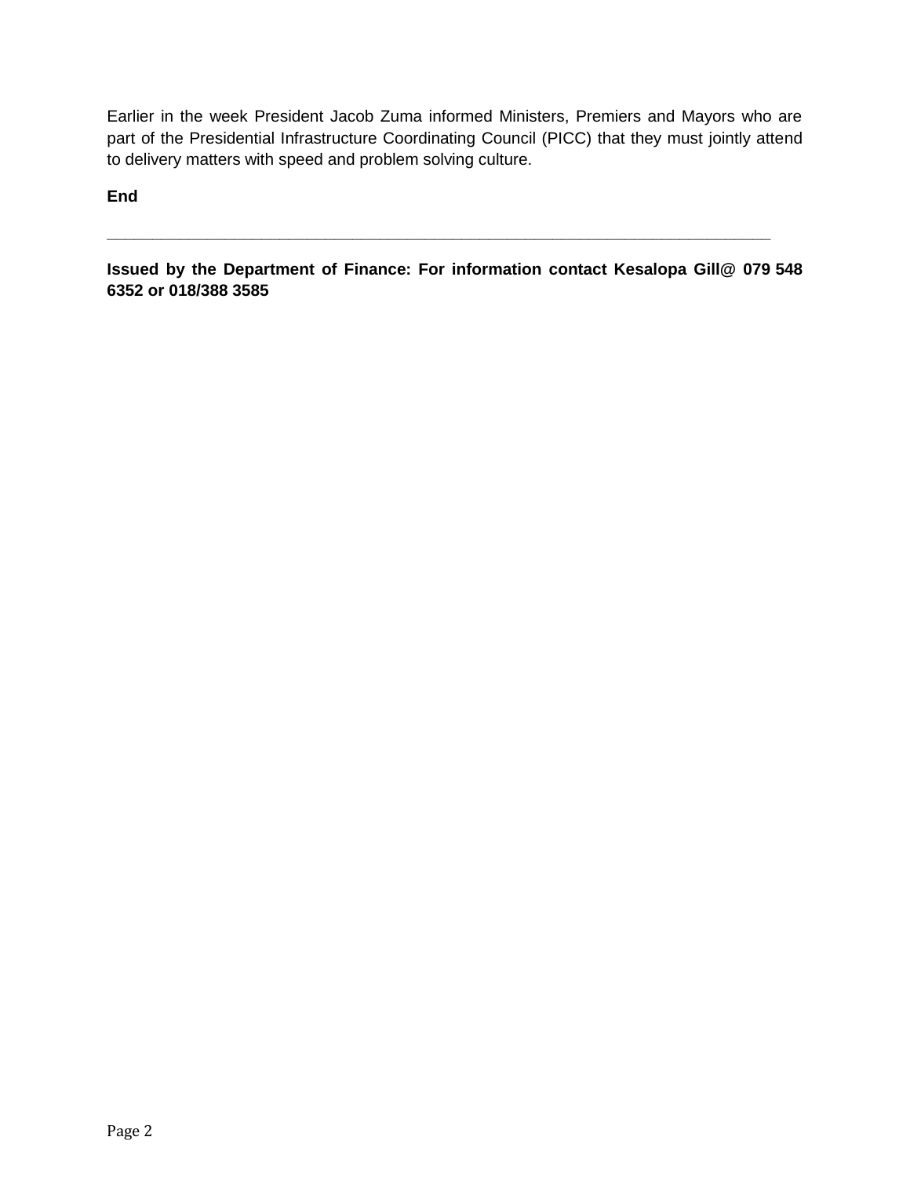Earlier in the week President Jacob Zuma informed Ministers, Premiers and Mayors who are part of the Presidential Infrastructure Coordinating Council (PICC) that they must jointly attend to delivery matters with speed and problem solving culture.

**End**

---

**Issued by the Department of Finance: For information contact Kesalopa Gill@ 079 548 6352 or 018/388 3585**